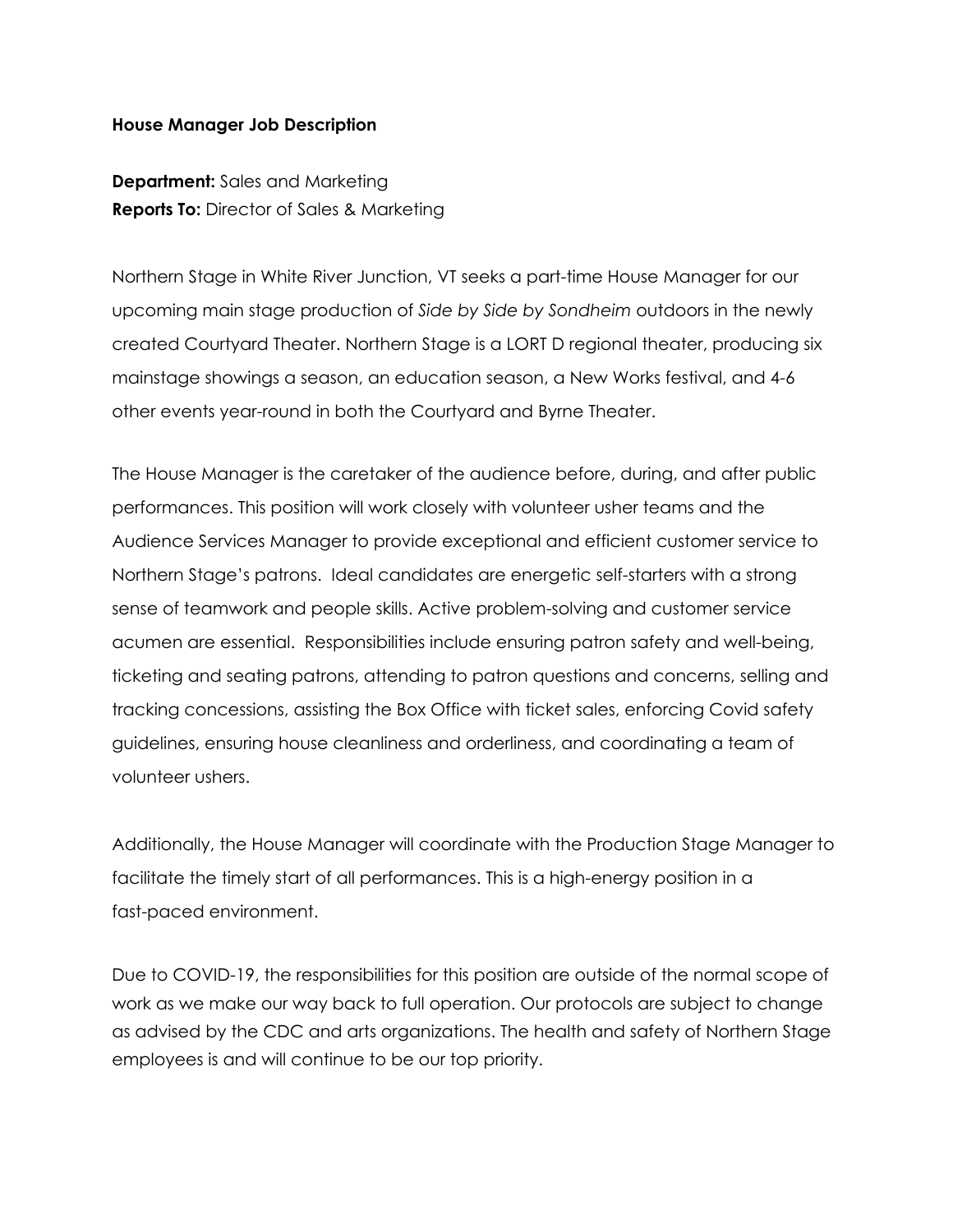**House Manager Job Description**

**Department:** Sales and Marketing
**Reports To:** Director of Sales & Marketing

Northern Stage in White River Junction, VT seeks a part-time House Manager for our upcoming main stage production of *Side by Side by Sondheim* outdoors in the newly created Courtyard Theater. Northern Stage is a LORT D regional theater, producing six mainstage showings a season, an education season, a New Works festival, and 4-6 other events year-round in both the Courtyard and Byrne Theater.

The House Manager is the caretaker of the audience before, during, and after public performances. This position will work closely with volunteer usher teams and the Audience Services Manager to provide exceptional and efficient customer service to Northern Stage's patrons. Ideal candidates are energetic self-starters with a strong sense of teamwork and people skills. Active problem-solving and customer service acumen are essential. Responsibilities include ensuring patron safety and well-being, ticketing and seating patrons, attending to patron questions and concerns, selling and tracking concessions, assisting the Box Office with ticket sales, enforcing Covid safety guidelines, ensuring house cleanliness and orderliness, and coordinating a team of volunteer ushers.

Additionally, the House Manager will coordinate with the Production Stage Manager to facilitate the timely start of all performances. This is a high-energy position in a fast-paced environment.

Due to COVID-19, the responsibilities for this position are outside of the normal scope of work as we make our way back to full operation. Our protocols are subject to change as advised by the CDC and arts organizations. The health and safety of Northern Stage employees is and will continue to be our top priority.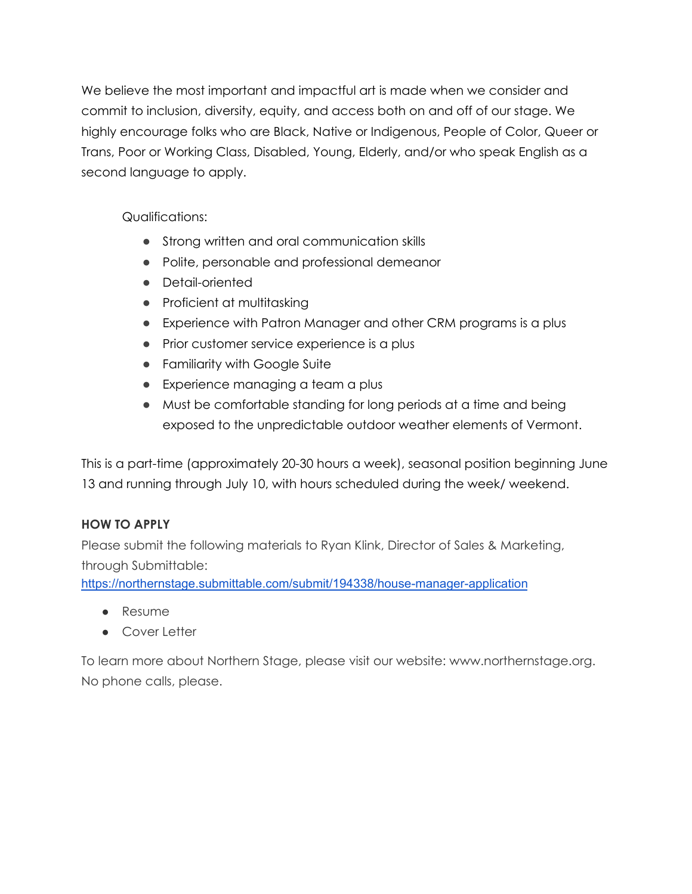We believe the most important and impactful art is made when we consider and commit to inclusion, diversity, equity, and access both on and off of our stage. We highly encourage folks who are Black, Native or Indigenous, People of Color, Queer or Trans, Poor or Working Class, Disabled, Young, Elderly, and/or who speak English as a second language to apply.

Qualifications:

- Strong written and oral communication skills
- Polite, personable and professional demeanor
- Detail-oriented
- Proficient at multitasking
- Experience with Patron Manager and other CRM programs is a plus
- Prior customer service experience is a plus
- Familiarity with Google Suite
- Experience managing a team a plus
- Must be comfortable standing for long periods at a time and being exposed to the unpredictable outdoor weather elements of Vermont.

This is a part-time (approximately 20-30 hours a week), seasonal position beginning June 13 and running through July 10, with hours scheduled during the week/ weekend.

**HOW TO APPLY**

Please submit the following materials to Ryan Klink, Director of Sales & Marketing, through Submittable:
[https://northernstage.submittable.com/submit/194338/house-manager-application](https://northernstage.submittable.com/submit/194338/house-manager-application)

- Resume
- Cover Letter

To learn more about Northern Stage, please visit our website: www.northernstage.org. No phone calls, please.